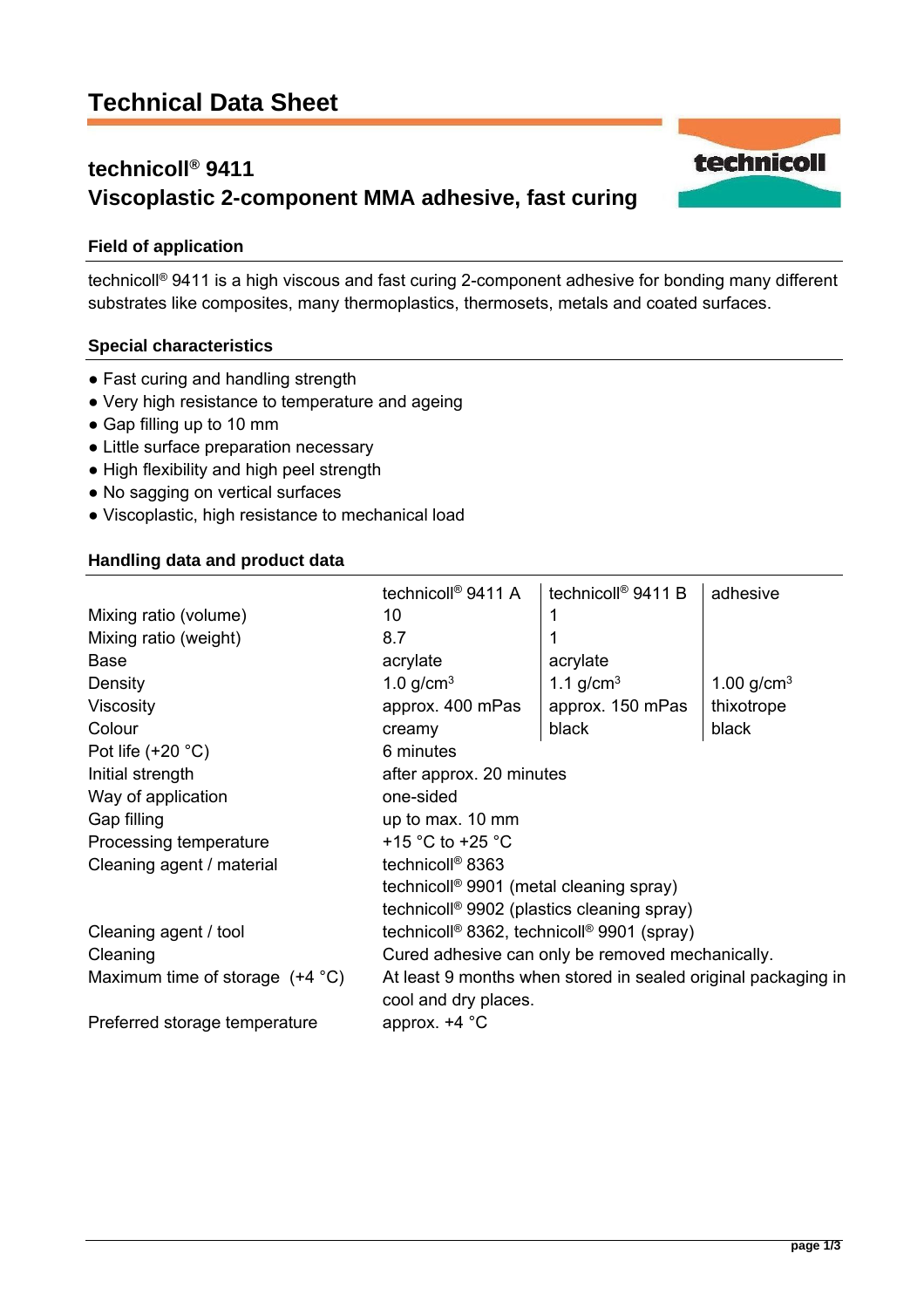# Technical Data Sheet

## technicoll® 9411
## Viscoplastic 2-component MMA adhesive, fast curing

### Field of application

technicoll® 9411 is a high viscous and fast curing 2-component adhesive for bonding many different substrates like composites, many thermoplastics, thermosets, metals and coated surfaces.

### Special characteristics

- Fast curing and handling strength
- Very high resistance to temperature and ageing
- Gap filling up to 10 mm
- Little surface preparation necessary
- High flexibility and high peel strength
- No sagging on vertical surfaces
- Viscoplastic, high resistance to mechanical load

### Handling data and product data

| | technicoll® 9411 A | technicoll® 9411 B | adhesive |
|---|---|---|---|
| Mixing ratio (volume) | 10 | 1 | |
| Mixing ratio (weight) | 8.7 | 1 | |
| Base | acrylate | acrylate | |
| Density | 1.0 g/cm³ | 1.1 g/cm³ | 1.00 g/cm³ |
| Viscosity | approx. 400 mPas | approx. 150 mPas | thixotrope |
| Colour | creamy | black | black |
| Pot life (+20 °C) | 6 minutes | | |
| Initial strength | after approx. 20 minutes | | |
| Way of application | one-sided | | |
| Gap filling | up to max. 10 mm | | |
| Processing temperature | +15 °C to +25 °C | | |
| Cleaning agent / material | technicoll® 8363<br>technicoll® 9901 (metal cleaning spray)<br>technicoll® 9902 (plastics cleaning spray) | | |
| Cleaning agent / tool | technicoll® 8362, technicoll® 9901 (spray) | | |
| Cleaning | Cured adhesive can only be removed mechanically. | | |
| Maximum time of storage (+4 °C) | At least 9 months when stored in sealed original packaging in cool and dry places. | | |
| Preferred storage temperature | approx. +4 °C | | |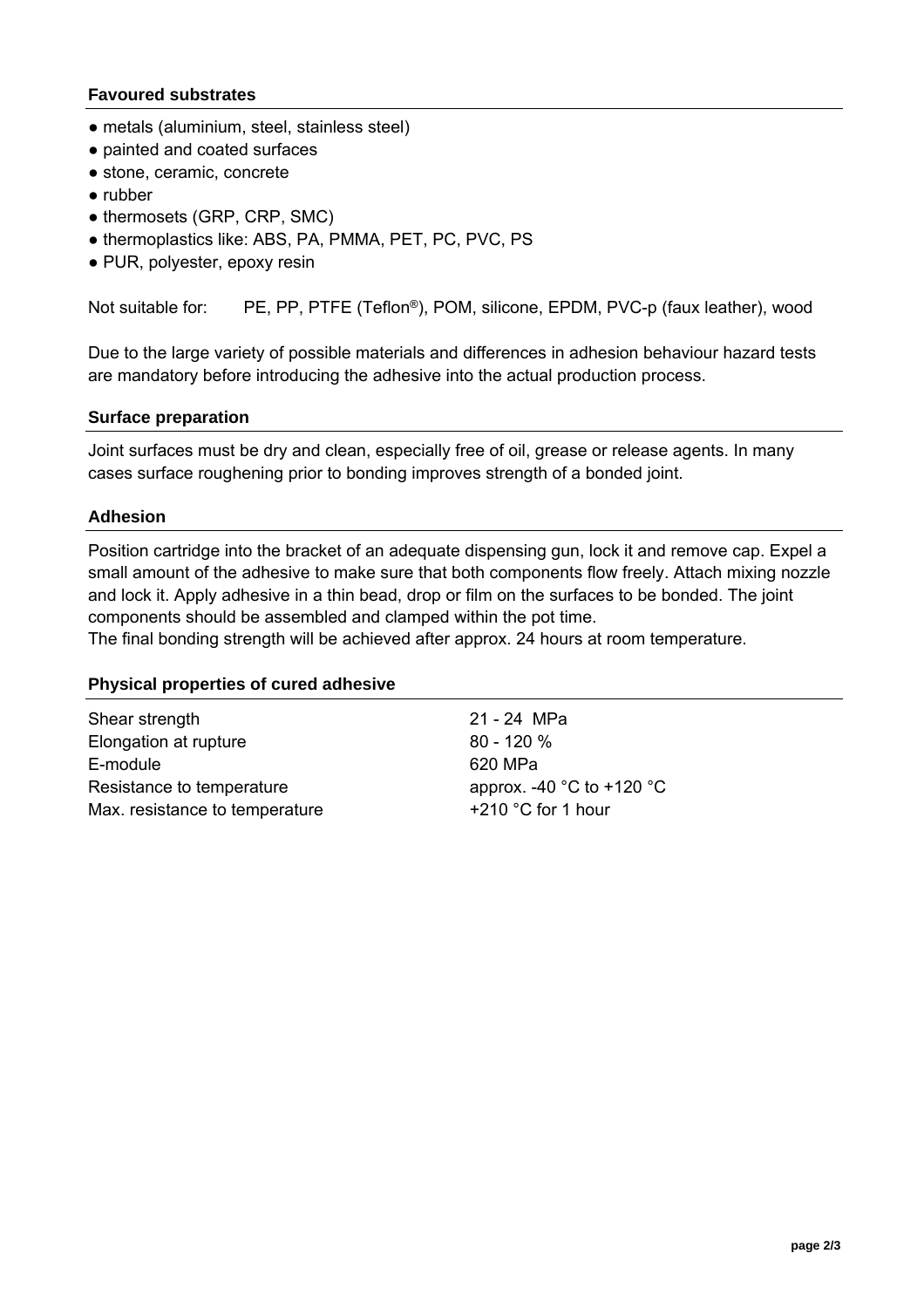## Favoured substrates

- metals (aluminium, steel, stainless steel)
- painted and coated surfaces
- stone, ceramic, concrete
- rubber
- thermosets (GRP, CRP, SMC)
- thermoplastics like: ABS, PA, PMMA, PET, PC, PVC, PS
- PUR, polyester, epoxy resin

Not suitable for: PE, PP, PTFE (Teflon®), POM, silicone, EPDM, PVC-p (faux leather), wood

Due to the large variety of possible materials and differences in adhesion behaviour hazard tests are mandatory before introducing the adhesive into the actual production process.

## Surface preparation

Joint surfaces must be dry and clean, especially free of oil, grease or release agents. In many cases surface roughening prior to bonding improves strength of a bonded joint.

## Adhesion

Position cartridge into the bracket of an adequate dispensing gun, lock it and remove cap. Expel a small amount of the adhesive to make sure that both components flow freely. Attach mixing nozzle and lock it. Apply adhesive in a thin bead, drop or film on the surfaces to be bonded. The joint components should be assembled and clamped within the pot time.
The final bonding strength will be achieved after approx. 24 hours at room temperature.

## Physical properties of cured adhesive

| | |
|---|---|
| Shear strength | 21 - 24 MPa |
| Elongation at rupture | 80 - 120 % |
| E-module | 620 MPa |
| Resistance to temperature | approx. -40 °C to +120 °C |
| Max. resistance to temperature | +210 °C for 1 hour |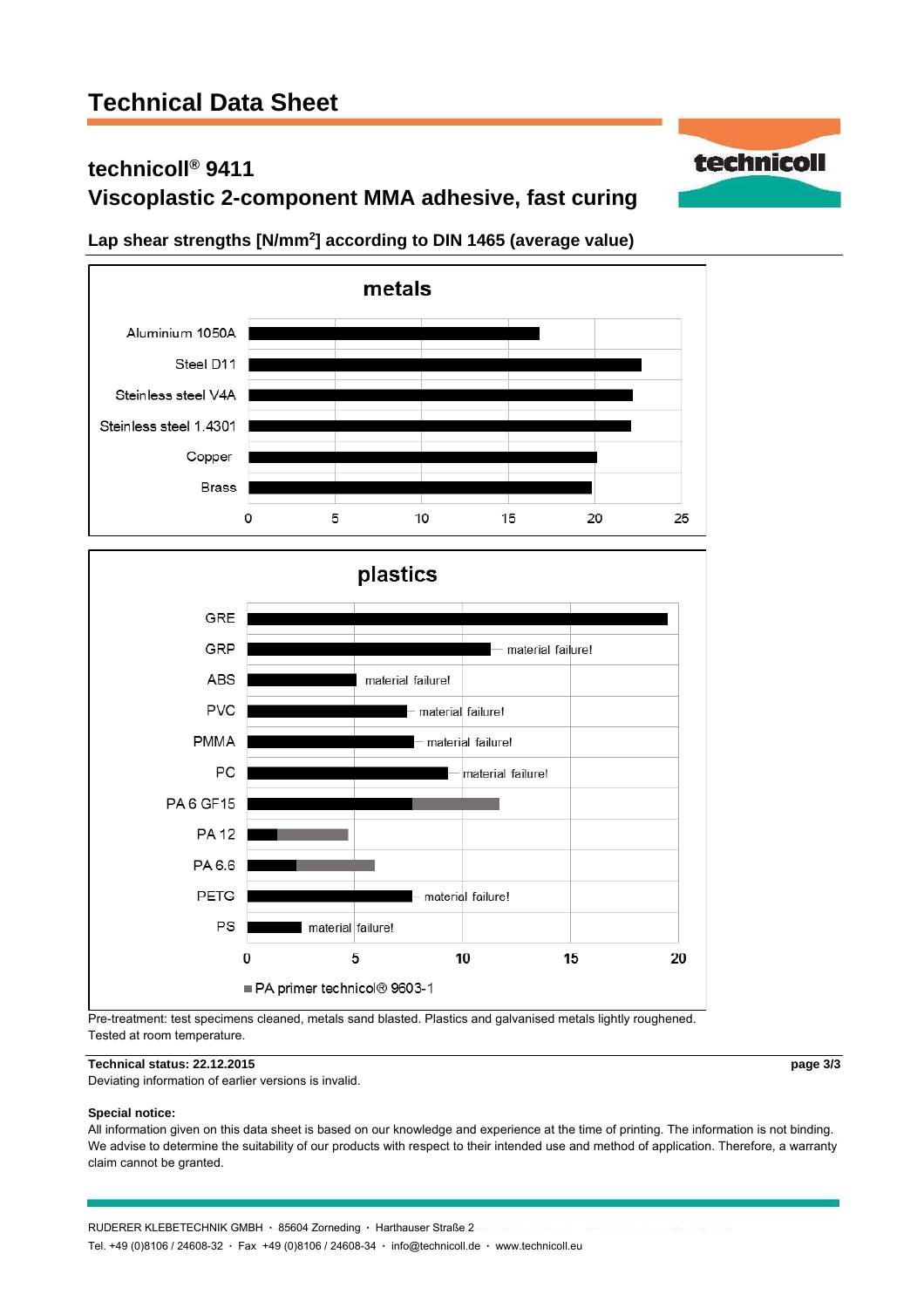# Technical Data Sheet

## technicoll® 9411
## Viscoplastic 2-component MMA adhesive, fast curing

### Lap shear strengths [N/mm²] according to DIN 1465 (average value)

metals

Aluminium 1050A
Steel D11
Steinless steel V4A
Steinless steel 1.4301
Copper
Brass

0 5 10 15 20 25

plastics

GRE
GRP — material failure!
ABS — material failure!
PVC — material failure!
PMMA — material failure!
PC — material failure!
PA 6 GF15
PA 12
PA 6.6
PETG — material failure!
PS — material failure!

0 5 10 15 20

PA primer technicol® 9603-1

Pre-treatment: test specimens cleaned, metals sand blasted. Plastics and galvanised metals lightly roughened.
Tested at room temperature.

**Technical status: 22.12.2015**

Deviating information of earlier versions is invalid.

**Special notice:**

All information given on this data sheet is based on our knowledge and experience at the time of printing. The information is not binding. We advise to determine the suitability of our products with respect to their intended use and method of application. Therefore, a warranty claim cannot be granted.

RUDERER KLEBETECHNIK GMBH · 85604 Zorneding · Harthauser Straße 2
Tel. +49 (0)8106 / 24608-32 · Fax +49 (0)8106 / 24608-34 · info@technicoll.de · www.technicoll.eu